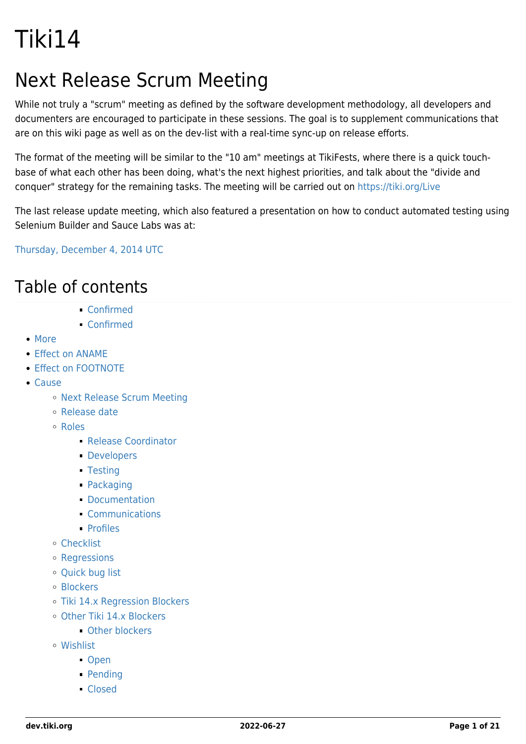# Tiki14

## Next Release Scrum Meeting

While not truly a "scrum" meeting as defined by the software development methodology, all developers and documenters are encouraged to participate in these sessions. The goal is to supplement communications that are on this wiki page as well as on the dev-list with a real-time sync-up on release efforts.

The format of the meeting will be similar to the "10 am" meetings at TikiFests, where there is a quick touch-base of what each other has been doing, what's the next highest priorities, and talk about the "divide and conquer" strategy for the remaining tasks. The meeting will be carried out on https://tiki.org/Live

The last release update meeting, which also featured a presentation on how to conduct automated testing using Selenium Builder and Sauce Labs was at:

Thursday, December 4, 2014 UTC

## Table of contents

- Confirmed
- Confirmed
- More
- Effect on ANAME
- Effect on FOOTNOTE
- Cause
  - Next Release Scrum Meeting
  - Release date
  - Roles
    - Release Coordinator
    - Developers
    - Testing
    - Packaging
    - Documentation
    - Communications
    - Profiles
  - Checklist
  - Regressions
  - Quick bug list
  - Blockers
  - Tiki 14.x Regression Blockers
  - Other Tiki 14.x Blockers
    - Other blockers
  - Wishlist
    - Open
    - Pending
    - Closed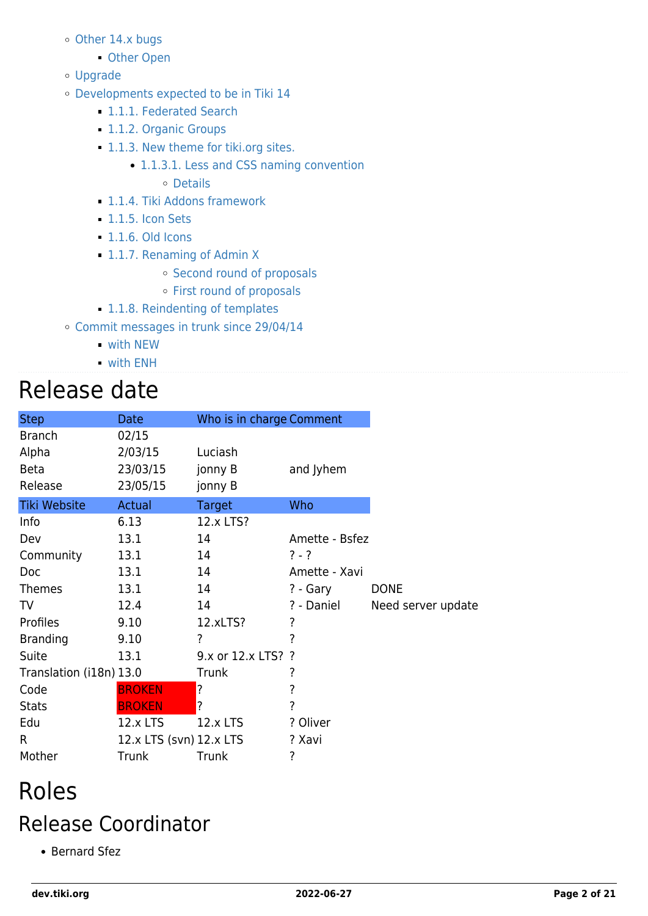- Other 14.x bugs
  - Other Open
- Upgrade
- Developments expected to be in Tiki 14
  - 1.1.1. Federated Search
  - 1.1.2. Organic Groups
  - 1.1.3. New theme for tiki.org sites.
    - 1.1.3.1. Less and CSS naming convention
      - Details
  - 1.1.4. Tiki Addons framework
  - 1.1.5. Icon Sets
  - 1.1.6. Old Icons
  - 1.1.7. Renaming of Admin X
    - Second round of proposals
    - First round of proposals
  - 1.1.8. Reindenting of templates
- Commit messages in trunk since 29/04/14
  - with NEW
  - with ENH

# Release date

| Step | Date | Who is in charge | Comment | |
|---|---|---|---|---|
| Branch | 02/15 | | | |
| Alpha | 2/03/15 | Luciash | | |
| Beta | 23/03/15 | jonny B | and Jyhem | |
| Release | 23/05/15 | jonny B | | |
| Tiki Website | Actual | Target | Who | |
| Info | 6.13 | 12.x LTS? | | |
| Dev | 13.1 | 14 | Amette - Bsfez | |
| Community | 13.1 | 14 | ? - ? | |
| Doc | 13.1 | 14 | Amette - Xavi | |
| Themes | 13.1 | 14 | ? - Gary | DONE |
| TV | 12.4 | 14 | ? - Daniel | Need server update |
| Profiles | 9.10 | 12.xLTS? | ? | |
| Branding | 9.10 | ? | ? | |
| Suite | 13.1 | 9.x or 12.x LTS? | ? | |
| Translation (i18n) | 13.0 | Trunk | ? | |
| Code | BROKEN | ? | ? | |
| Stats | BROKEN | ? | ? | |
| Edu | 12.x LTS | 12.x LTS | ? Oliver | |
| R | 12.x LTS (svn) | 12.x LTS | ? Xavi | |
| Mother | Trunk | Trunk | ? | |

# Roles

## Release Coordinator

- Bernard Sfez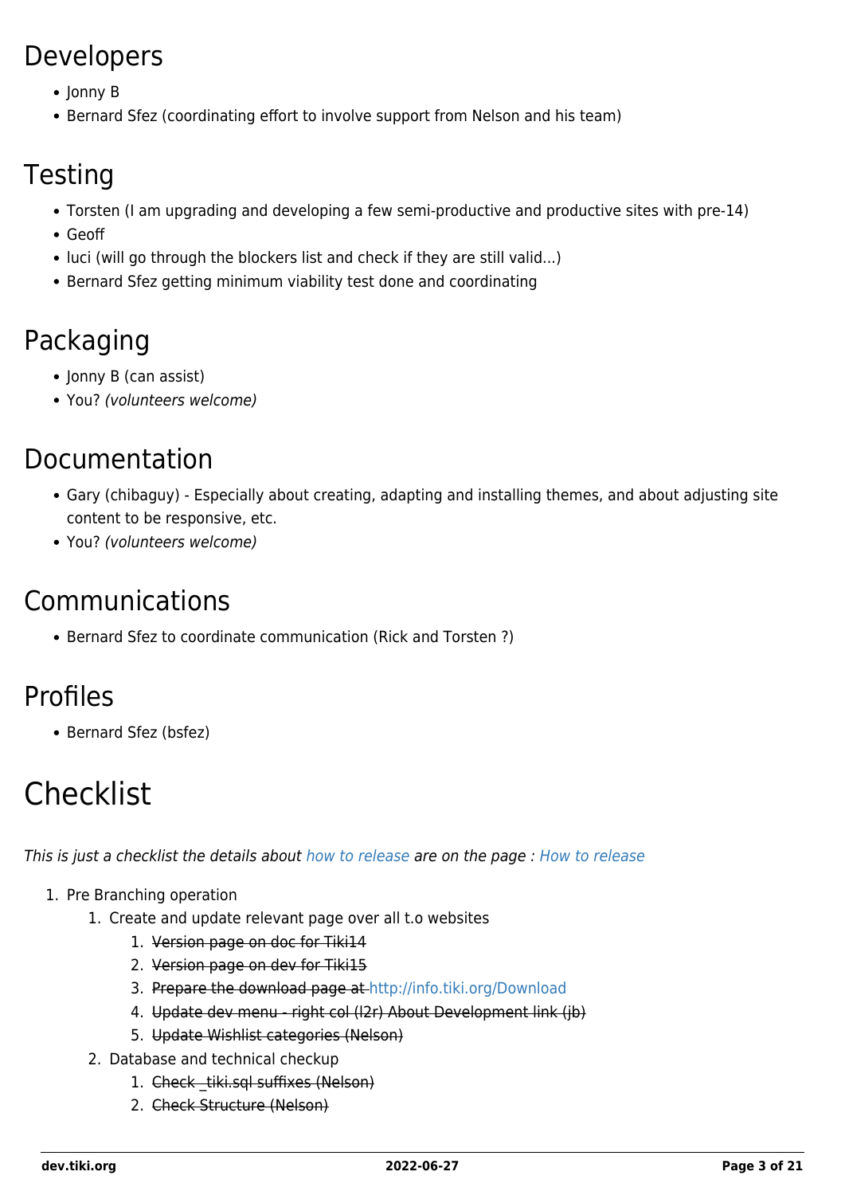## Developers

- Jonny B
- Bernard Sfez (coordinating effort to involve support from Nelson and his team)

## Testing

- Torsten (I am upgrading and developing a few semi-productive and productive sites with pre-14)
- Geoff
- luci (will go through the blockers list and check if they are still valid...)
- Bernard Sfez getting minimum viability test done and coordinating

## Packaging

- Jonny B (can assist)
- You? *(volunteers welcome)*

## Documentation

- Gary (chibaguy) - Especially about creating, adapting and installing themes, and about adjusting site content to be responsive, etc.
- You? *(volunteers welcome)*

## Communications

- Bernard Sfez to coordinate communication (Rick and Torsten ?)

## Profiles

- Bernard Sfez (bsfez)

# Checklist

*This is just a checklist the details about how to release are on the page : How to release*

1. Pre Branching operation
   1. Create and update relevant page over all t.o websites
      1. ~~Version page on doc for Tiki14~~
      2. ~~Version page on dev for Tiki15~~
      3. ~~Prepare the download page at http://info.tiki.org/Download~~
      4. ~~Update dev menu - right col (l2r) About Development link (jb)~~
      5. ~~Update Wishlist categories (Nelson)~~
   2. Database and technical checkup
      1. ~~Check _tiki.sql suffixes (Nelson)~~
      2. ~~Check Structure (Nelson)~~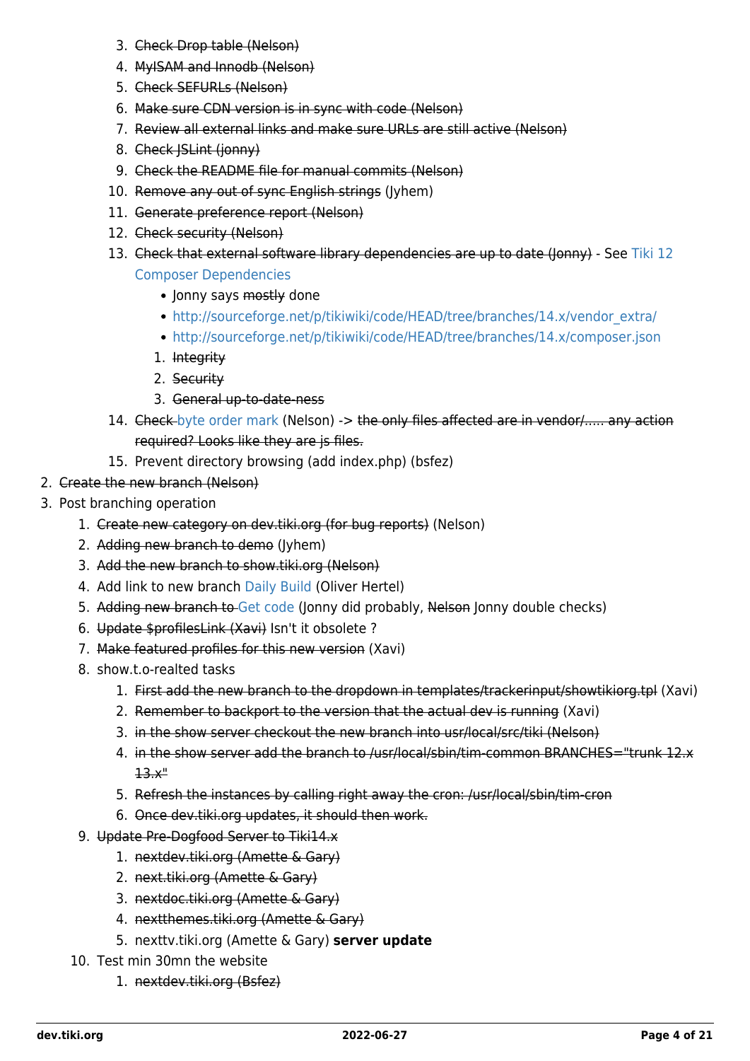3. ~~Check Drop table (Nelson)~~
   4. ~~MyISAM and Innodb (Nelson)~~
   5. ~~Check SEFURLs (Nelson)~~
   6. ~~Make sure CDN version is in sync with code (Nelson)~~
   7. ~~Review all external links and make sure URLs are still active (Nelson)~~
   8. ~~Check JSLint (jonny)~~
   9. ~~Check the README file for manual commits (Nelson)~~
   10. ~~Remove any out of sync English strings~~ (Jyhem)
   11. ~~Generate preference report (Nelson)~~
   12. ~~Check security (Nelson)~~
   13. ~~Check that external software library dependencies are up to date (Jonny)~~ - See Tiki 12 Composer Dependencies
       - Jonny says ~~mostly~~ done
       - http://sourceforge.net/p/tikiwiki/code/HEAD/tree/branches/14.x/vendor_extra/
       - http://sourceforge.net/p/tikiwiki/code/HEAD/tree/branches/14.x/composer.json
       1. ~~Integrity~~
       2. ~~Security~~
       3. ~~General up-to-date-ness~~
   14. ~~Check byte order mark~~ (Nelson) -> ~~the only files affected are in vendor/..... any action required? Looks like they are js files.~~
   15. Prevent directory browsing (add index.php) (bsfez)
2. ~~Create the new branch (Nelson)~~
3. Post branching operation
   1. ~~Create new category on dev.tiki.org (for bug reports)~~ (Nelson)
   2. ~~Adding new branch to demo~~ (Jyhem)
   3. ~~Add the new branch to show.tiki.org (Nelson)~~
   4. Add link to new branch Daily Build (Oliver Hertel)
   5. ~~Adding new branch to Get code~~ (Jonny did probably, ~~Nelson~~ Jonny double checks)
   6. ~~Update $profilesLink (Xavi)~~ Isn't it obsolete ?
   7. ~~Make featured profiles for this new version~~ (Xavi)
   8. show.t.o-realted tasks
      1. ~~First add the new branch to the dropdown in templates/trackerinput/showtikiorg.tpl~~ (Xavi)
      2. ~~Remember to backport to the version that the actual dev is running~~ (Xavi)
      3. ~~in the show server checkout the new branch into usr/local/src/tiki (Nelson)~~
      4. ~~in the show server add the branch to /usr/local/sbin/tim-common BRANCHES="trunk 12.x 13.x"~~
      5. ~~Refresh the instances by calling right away the cron: /usr/local/sbin/tim-cron~~
      6. ~~Once dev.tiki.org updates, it should then work.~~
   9. ~~Update Pre-Dogfood Server to Tiki14.x~~
      1. ~~nextdev.tiki.org (Amette & Gary)~~
      2. ~~next.tiki.org (Amette & Gary)~~
      3. ~~nextdoc.tiki.org (Amette & Gary)~~
      4. ~~nextthemes.tiki.org (Amette & Gary)~~
      5. nexttv.tiki.org (Amette & Gary) **server update**
   10. Test min 30mn the website
       1. ~~nextdev.tiki.org (Bsfez)~~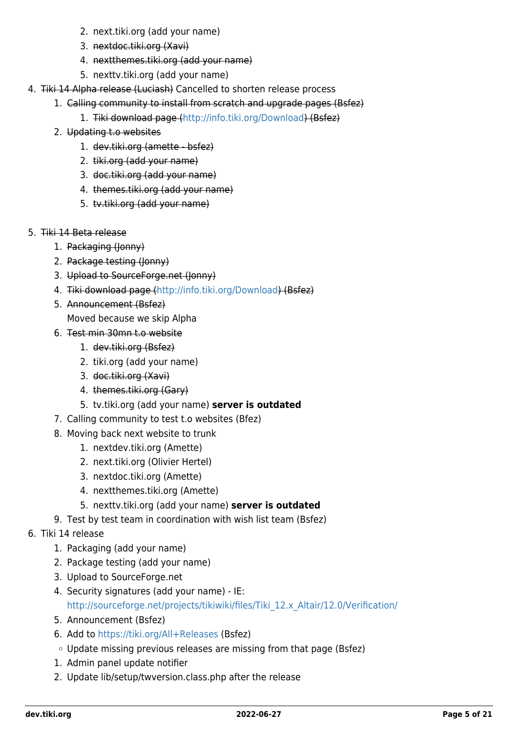2. next.tiki.org (add your name)
        3. ~~nextdoc.tiki.org (Xavi)~~
        4. ~~nextthemes.tiki.org (add your name)~~
        5. nexttv.tiki.org (add your name)
4. ~~Tiki 14 Alpha release (Luciash)~~ Cancelled to shorten release process
    1. ~~Calling community to install from scratch and upgrade pages (Bsfez)~~
        1. ~~Tiki download page (http://info.tiki.org/Download) (Bsfez)~~
    2. ~~Updating t.o websites~~
        1. ~~dev.tiki.org (amette - bsfez)~~
        2. ~~tiki.org (add your name)~~
        3. ~~doc.tiki.org (add your name)~~
        4. ~~themes.tiki.org (add your name)~~
        5. ~~tv.tiki.org (add your name)~~

5. ~~Tiki 14 Beta release~~
    1. ~~Packaging (Jonny)~~
    2. ~~Package testing (Jonny)~~
    3. ~~Upload to SourceForge.net (Jonny)~~
    4. ~~Tiki download page (http://info.tiki.org/Download) (Bsfez)~~
    5. ~~Announcement (Bsfez)~~
       Moved because we skip Alpha
    6. ~~Test min 30mn t.o website~~
        1. ~~dev.tiki.org (Bsfez)~~
        2. tiki.org (add your name)
        3. ~~doc.tiki.org (Xavi)~~
        4. ~~themes.tiki.org (Gary)~~
        5. tv.tiki.org (add your name) **server is outdated**
    7. Calling community to test t.o websites (Bfez)
    8. Moving back next website to trunk
        1. nextdev.tiki.org (Amette)
        2. next.tiki.org (Olivier Hertel)
        3. nextdoc.tiki.org (Amette)
        4. nextthemes.tiki.org (Amette)
        5. nexttv.tiki.org (add your name) **server is outdated**
    9. Test by test team in coordination with wish list team (Bsfez)
6. Tiki 14 release
    1. Packaging (add your name)
    2. Package testing (add your name)
    3. Upload to SourceForge.net
    4. Security signatures (add your name) - IE:
       http://sourceforge.net/projects/tikiwiki/files/Tiki_12.x_Altair/12.0/Verification/
    5. Announcement (Bsfez)
    6. Add to https://tiki.org/All+Releases (Bsfez)
        - Update missing previous releases are missing from that page (Bsfez)
    1. Admin panel update notifier
    2. Update lib/setup/twversion.class.php after the release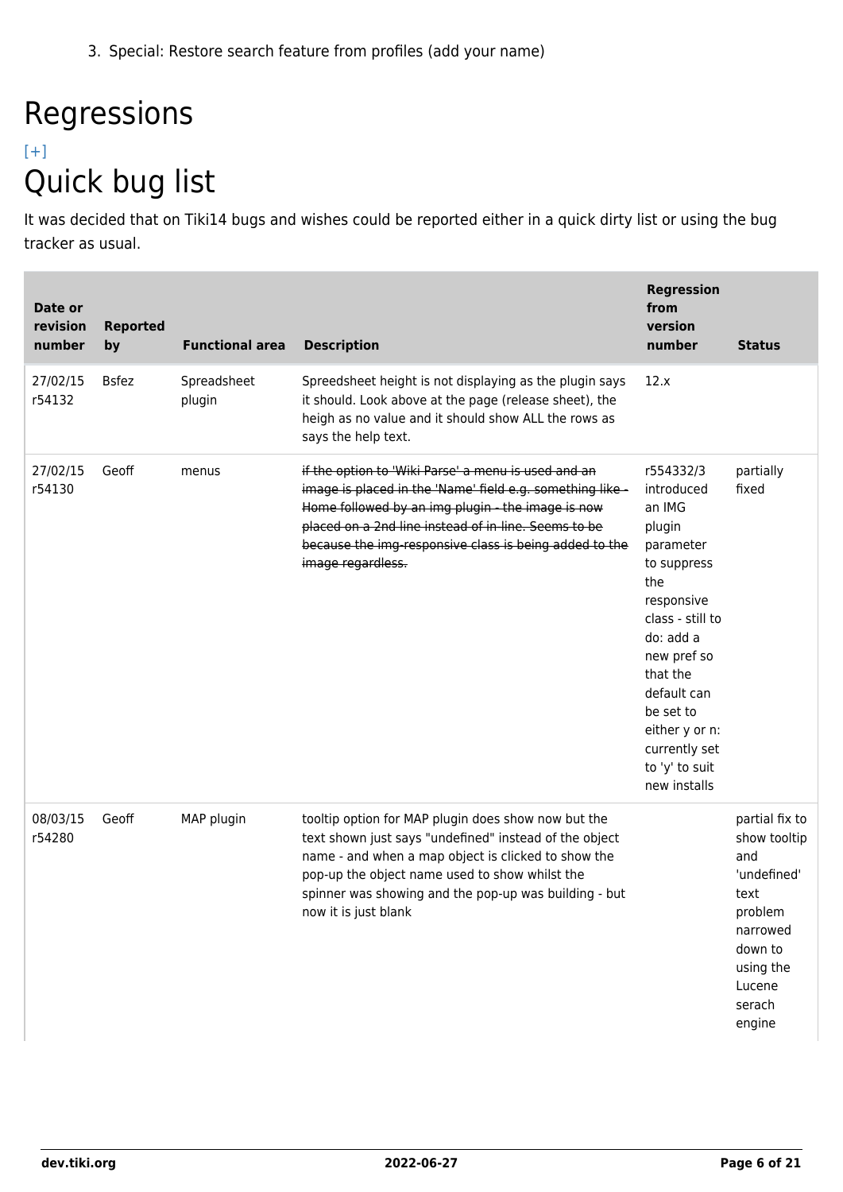3. Special: Restore search feature from profiles (add your name)

# Regressions

[+]

# Quick bug list

It was decided that on Tiki14 bugs and wishes could be reported either in a quick dirty list or using the bug tracker as usual.

| Date or revision number | Reported by | Functional area | Description | Regression from version number | Status |
|---|---|---|---|---|---|
| 27/02/15 r54132 | Bsfez | Spreadsheet plugin | Spreedsheet height is not displaying as the plugin says it should. Look above at the page (release sheet), the heigh as no value and it should show ALL the rows as says the help text. | 12.x | |
| 27/02/15 r54130 | Geoff | menus | ~~if the option to 'Wiki Parse' a menu is used and an image is placed in the 'Name' field e.g. something like - Home followed by an img plugin - the image is now placed on a 2nd line instead of in-line. Seems to be because the img-responsive class is being added to the image regardless.~~ | r554332/3 introduced an IMG plugin parameter to suppress the responsive class - still to do: add a new pref so that the default can be set to either y or n: currently set to 'y' to suit new installs | partially fixed |
| 08/03/15 r54280 | Geoff | MAP plugin | tooltip option for MAP plugin does show now but the text shown just says "undefined" instead of the object name - and when a map object is clicked to show the pop-up the object name used to show whilst the spinner was showing and the pop-up was building - but now it is just blank | | partial fix to show tooltip and 'undefined' text problem narrowed down to using the Lucene serach engine |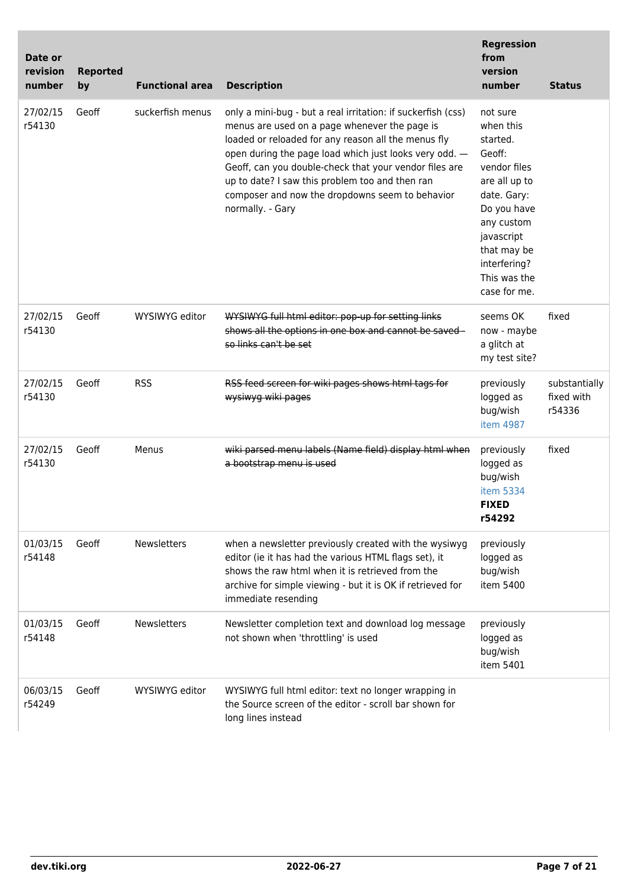| Date or revision number | Reported by | Functional area | Description | Regression from version number | Status |
|---|---|---|---|---|---|
| 27/02/15 r54130 | Geoff | suckerfish menus | only a mini-bug - but a real irritation: if suckerfish (css) menus are used on a page whenever the page is loaded or reloaded for any reason all the menus fly open during the page load which just looks very odd. — Geoff, can you double-check that your vendor files are up to date? I saw this problem too and then ran composer and now the dropdowns seem to behavior normally. - Gary | not sure when this started. Geoff: vendor files are all up to date. Gary: Do you have any custom javascript that may be interfering? This was the case for me. | |
| 27/02/15 r54130 | Geoff | WYSIWYG editor | ~~WYSIWYG full html editor: pop-up for setting links shows all the options in one box and cannot be saved - so links can't be set~~ | seems OK now - maybe a glitch at my test site? | fixed |
| 27/02/15 r54130 | Geoff | RSS | ~~RSS feed screen for wiki pages shows html tags for wysiwyg wiki pages~~ | previously logged as bug/wish item 4987 | substantially fixed with r54336 |
| 27/02/15 r54130 | Geoff | Menus | ~~wiki parsed menu labels (Name field) display html when a bootstrap menu is used~~ | previously logged as bug/wish item 5334 **FIXED r54292** | fixed |
| 01/03/15 r54148 | Geoff | Newsletters | when a newsletter previously created with the wysiwyg editor (ie it has had the various HTML flags set), it shows the raw html when it is retrieved from the archive for simple viewing - but it is OK if retrieved for immediate resending | previously logged as bug/wish item 5400 | |
| 01/03/15 r54148 | Geoff | Newsletters | Newsletter completion text and download log message not shown when 'throttling' is used | previously logged as bug/wish item 5401 | |
| 06/03/15 r54249 | Geoff | WYSIWYG editor | WYSIWYG full html editor: text no longer wrapping in the Source screen of the editor - scroll bar shown for long lines instead | | |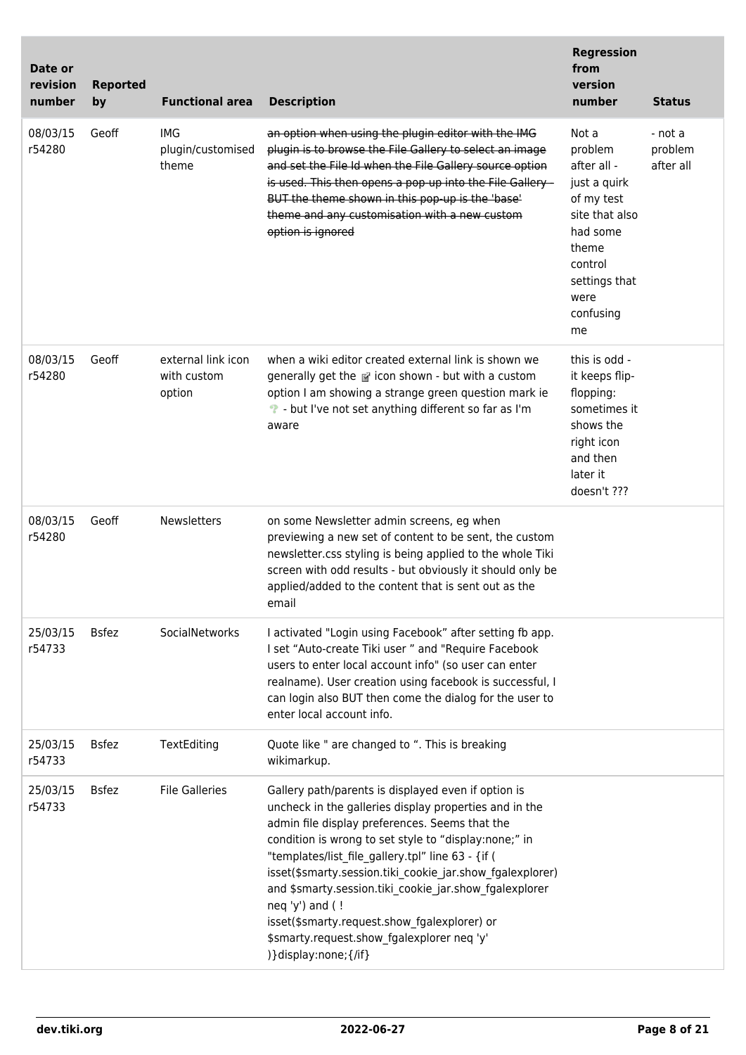| Date or revision number | Reported by | Functional area | Description | Regression from version number | Status |
|---|---|---|---|---|---|
| 08/03/15 r54280 | Geoff | IMG plugin/customised theme | ~~an option when using the plugin editor with the IMG plugin is to browse the File Gallery to select an image and set the File Id when the File Gallery source option is used. This then opens a pop-up into the File Gallery - BUT the theme shown in this pop-up is the 'base' theme and any customisation with a new custom option is ignored~~ | Not a problem after all - just a quirk of my test site that also had some theme control settings that were confusing me | - not a problem after all |
| 08/03/15 r54280 | Geoff | external link icon with custom option | when a wiki editor created external link is shown we generally get the icon shown - but with a custom option I am showing a strange green question mark ie - but I've not set anything different so far as I'm aware | this is odd - it keeps flip-flopping: sometimes it shows the right icon and then later it doesn't ??? | |
| 08/03/15 r54280 | Geoff | Newsletters | on some Newsletter admin screens, eg when previewing a new set of content to be sent, the custom newsletter.css styling is being applied to the whole Tiki screen with odd results - but obviously it should only be applied/added to the content that is sent out as the email | | |
| 25/03/15 r54733 | Bsfez | SocialNetworks | I activated "Login using Facebook" after setting fb app. I set "Auto-create Tiki user " and "Require Facebook users to enter local account info" (so user can enter realname). User creation using facebook is successful, I can login also BUT then come the dialog for the user to enter local account info. | | |
| 25/03/15 r54733 | Bsfez | TextEditing | Quote like " are changed to ". This is breaking wikimarkup. | | |
| 25/03/15 r54733 | Bsfez | File Galleries | Gallery path/parents is displayed even if option is uncheck in the galleries display properties and in the admin file display preferences. Seems that the condition is wrong to set style to "display:none;" in "templates/list_file_gallery.tpl" line 63 - {if ( isset($smarty.session.tiki_cookie_jar.show_fgalexplorer) and $smarty.session.tiki_cookie_jar.show_fgalexplorer neq 'y') and ( ! isset($smarty.request.show_fgalexplorer) or $smarty.request.show_fgalexplorer neq 'y' )}display:none;{/if} | | |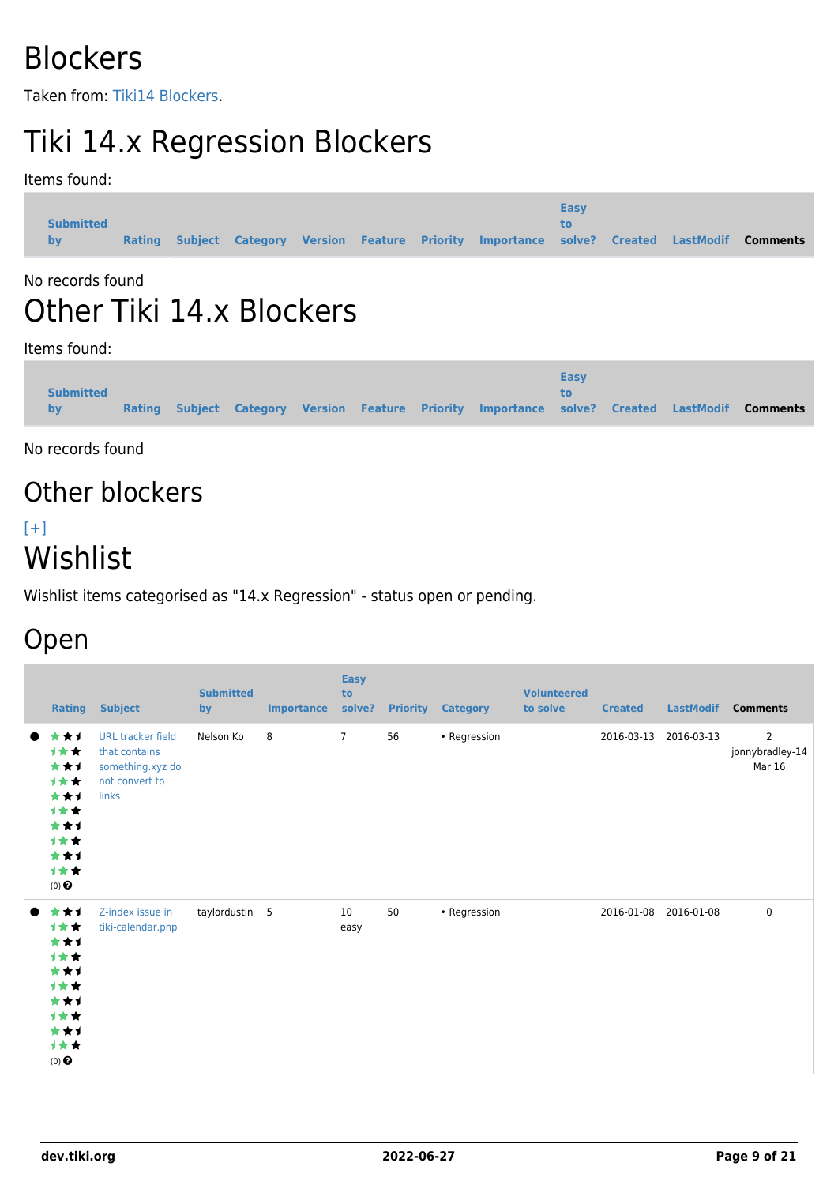# Blockers

Taken from: Tiki14 Blockers.

# Tiki 14.x Regression Blockers

Items found:

| Submitted by | Rating | Subject | Category | Version | Feature | Priority | Importance | Easy to solve? | Created | LastModif | Comments |
|---|---|---|---|---|---|---|---|---|---|---|---|

No records found

# Other Tiki 14.x Blockers

Items found:

| Submitted by | Rating | Subject | Category | Version | Feature | Priority | Importance | Easy to solve? | Created | LastModif | Comments |
|---|---|---|---|---|---|---|---|---|---|---|---|

No records found

## Other blockers

[+]

# Wishlist

Wishlist items categorised as "14.x Regression" - status open or pending.

## Open

| | Rating | Subject | Submitted by | Importance | Easy to solve? | Priority | Category | Volunteered to solve | Created | LastModif | Comments |
|---|---|---|---|---|---|---|---|---|---|---|---|
| ● | (0) | URL tracker field that contains something.xyz do not convert to links | Nelson Ko | 8 | 7 | 56 | • Regression | | 2016-03-13 | 2016-03-13 | 2 jonnybradley-14 Mar 16 |
| ● | (0) | Z-index issue in tiki-calendar.php | taylordustin | 5 | 10 easy | 50 | • Regression | | 2016-01-08 | 2016-01-08 | 0 |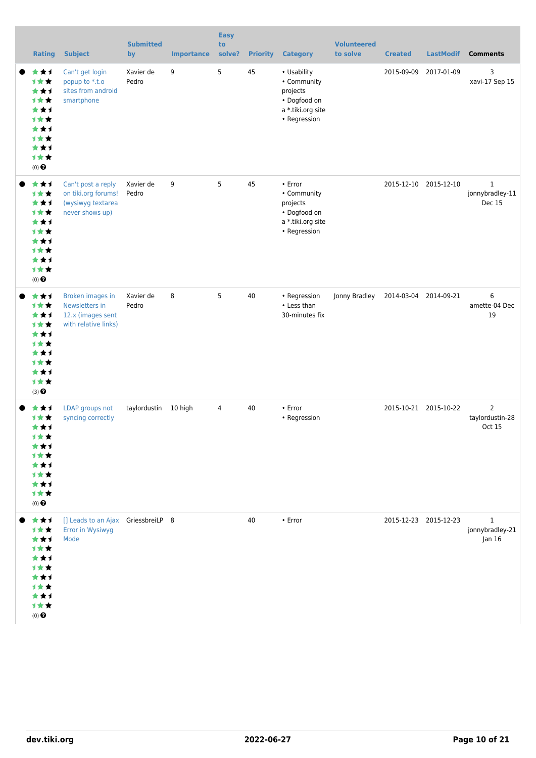| Rating | Subject | Submitted by | Importance | Easy to solve? | Priority | Category | Volunteered to solve | Created | LastModif | Comments |
|---|---|---|---|---|---|---|---|---|---|---|
| (0) | Can't get login popup to *.t.o sites from android smartphone | Xavier de Pedro | 9 | 5 | 45 | • Usability • Community projects • Dogfood on a *.tiki.org site • Regression | | 2015-09-09 | 2017-01-09 | 3 xavi-17 Sep 15 |
| (0) | Can't post a reply on tiki.org forums! (wysiwyg textarea never shows up) | Xavier de Pedro | 9 | 5 | 45 | • Error • Community projects • Dogfood on a *.tiki.org site • Regression | | 2015-12-10 | 2015-12-10 | 1 jonnybradley-11 Dec 15 |
| (3) | Broken images in Newsletters in 12.x (images sent with relative links) | Xavier de Pedro | 8 | 5 | 40 | • Regression • Less than 30-minutes fix | Jonny Bradley | 2014-03-04 | 2014-09-21 | 6 amette-04 Dec 19 |
| (0) | LDAP groups not syncing correctly | taylordustin | 10 high | 4 | 40 | • Error • Regression | | 2015-10-21 | 2015-10-22 | 2 taylordustin-28 Oct 15 |
| (0) | [] Leads to an Ajax Error in Wysiwyg Mode | GriessbreiLP | 8 | | 40 | • Error | | 2015-12-23 | 2015-12-23 | 1 jonnybradley-21 Jan 16 |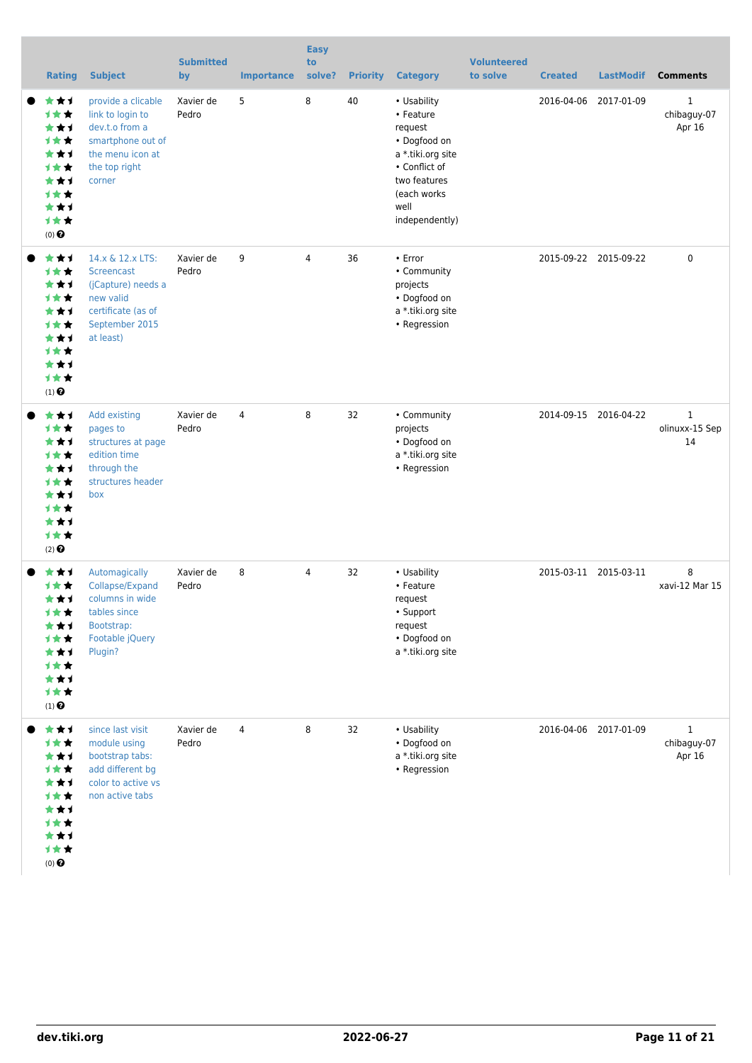| Rating | Subject | Submitted by | Importance | Easy to solve? | Priority | Category | Volunteered to solve | Created | LastModif | Comments |
|---|---|---|---|---|---|---|---|---|---|---|
| (0) | provide a clicable link to login to dev.t.o from a smartphone out of the menu icon at the top right corner | Xavier de Pedro | 5 | 8 | 40 | • Usability<br>• Feature request<br>• Dogfood on a *.tiki.org site<br>• Conflict of two features (each works well independently) | | 2016-04-06 | 2017-01-09 | 1<br>chibaguy-07 Apr 16 |
| (1) | 14.x & 12.x LTS: Screencast (jCapture) needs a new valid certificate (as of September 2015 at least) | Xavier de Pedro | 9 | 4 | 36 | • Error<br>• Community projects<br>• Dogfood on a *.tiki.org site<br>• Regression | | 2015-09-22 | 2015-09-22 | 0 |
| (2) | Add existing pages to structures at page edition time through the structures header box | Xavier de Pedro | 4 | 8 | 32 | • Community projects<br>• Dogfood on a *.tiki.org site<br>• Regression | | 2014-09-15 | 2016-04-22 | 1<br>olinuxx-15 Sep 14 |
| (1) | Automagically Collapse/Expand columns in wide tables since Bootstrap: Footable jQuery Plugin? | Xavier de Pedro | 8 | 4 | 32 | • Usability<br>• Feature request<br>• Support request<br>• Dogfood on a *.tiki.org site | | 2015-03-11 | 2015-03-11 | 8<br>xavi-12 Mar 15 |
| (0) | since last visit module using bootstrap tabs: add different bg color to active vs non active tabs | Xavier de Pedro | 4 | 8 | 32 | • Usability<br>• Dogfood on a *.tiki.org site<br>• Regression | | 2016-04-06 | 2017-01-09 | 1<br>chibaguy-07 Apr 16 |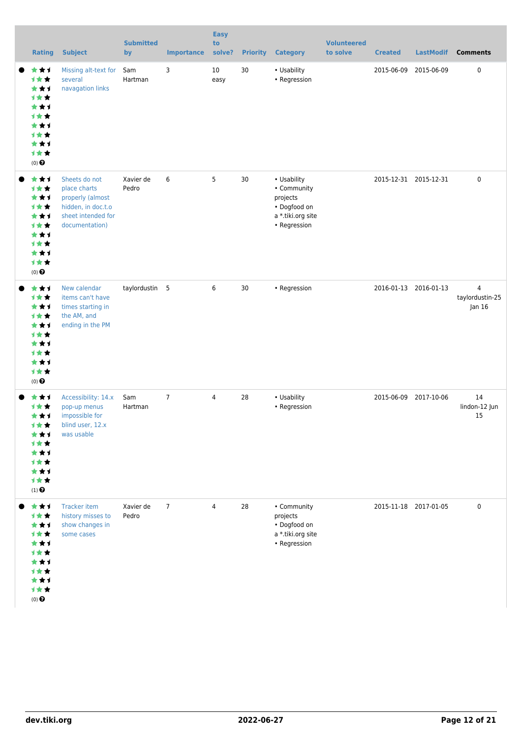| Rating | Subject | Submitted by | Importance | Easy to solve? | Priority | Category | Volunteered to solve | Created | LastModif | Comments |
|---|---|---|---|---|---|---|---|---|---|---|
| (0) | Missing alt-text for several navagation links | Sam Hartman | 3 | 10 easy | 30 | • Usability<br>• Regression | | 2015-06-09 | 2015-06-09 | 0 |
| (0) | Sheets do not place charts properly (almost hidden, in doc.t.o sheet intended for documentation) | Xavier de Pedro | 6 | 5 | 30 | • Usability<br>• Community projects<br>• Dogfood on a *.tiki.org site<br>• Regression | | 2015-12-31 | 2015-12-31 | 0 |
| (0) | New calendar items can't have times starting in the AM, and ending in the PM | taylordustin | 5 | 6 | 30 | • Regression | | 2016-01-13 | 2016-01-13 | 4<br>taylordustin-25 Jan 16 |
| (1) | Accessibility: 14.x pop-up menus impossible for blind user, 12.x was usable | Sam Hartman | 7 | 4 | 28 | • Usability<br>• Regression | | 2015-06-09 | 2017-10-06 | 14<br>lindon-12 Jun 15 |
| (0) | Tracker item history misses to show changes in some cases | Xavier de Pedro | 7 | 4 | 28 | • Community projects<br>• Dogfood on a *.tiki.org site<br>• Regression | | 2015-11-18 | 2017-01-05 | 0 |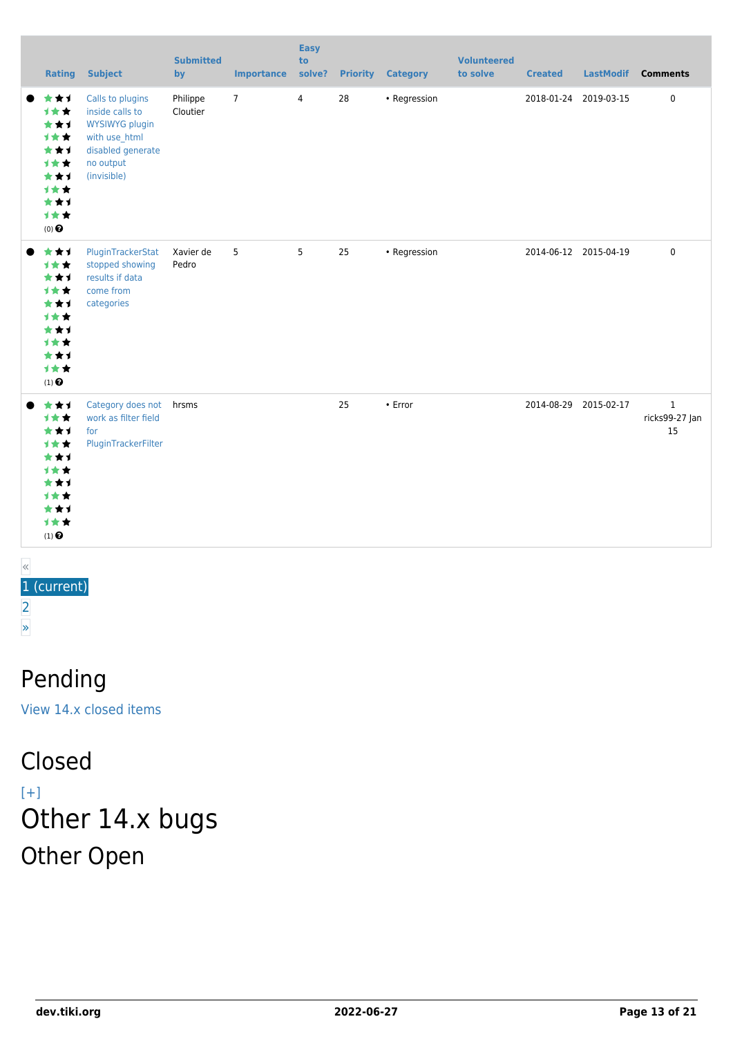| | Rating | Subject | Submitted by | Importance | Easy to solve? | Priority | Category | Volunteered to solve | Created | LastModif | Comments |
|---|---|---|---|---|---|---|---|---|---|---|---|
| ● | (0) | Calls to plugins inside calls to WYSIWYG plugin with use_html disabled generate no output (invisible) | Philippe Cloutier | 7 | 4 | 28 | • Regression | | 2018-01-24 | 2019-03-15 | 0 |
| ● | (1) | PluginTrackerStat stopped showing results if data come from categories | Xavier de Pedro | 5 | 5 | 25 | • Regression | | 2014-06-12 | 2015-04-19 | 0 |
| ● | (1) | Category does not work as filter field for PluginTrackerFilter | hrsms | | | 25 | • Error | | 2014-08-29 | 2015-02-17 | 1 ricks99-27 Jan 15 |

«
1 (current)
2
»

## Pending

View 14.x closed items

## Closed

[+]

# Other 14.x bugs

## Other Open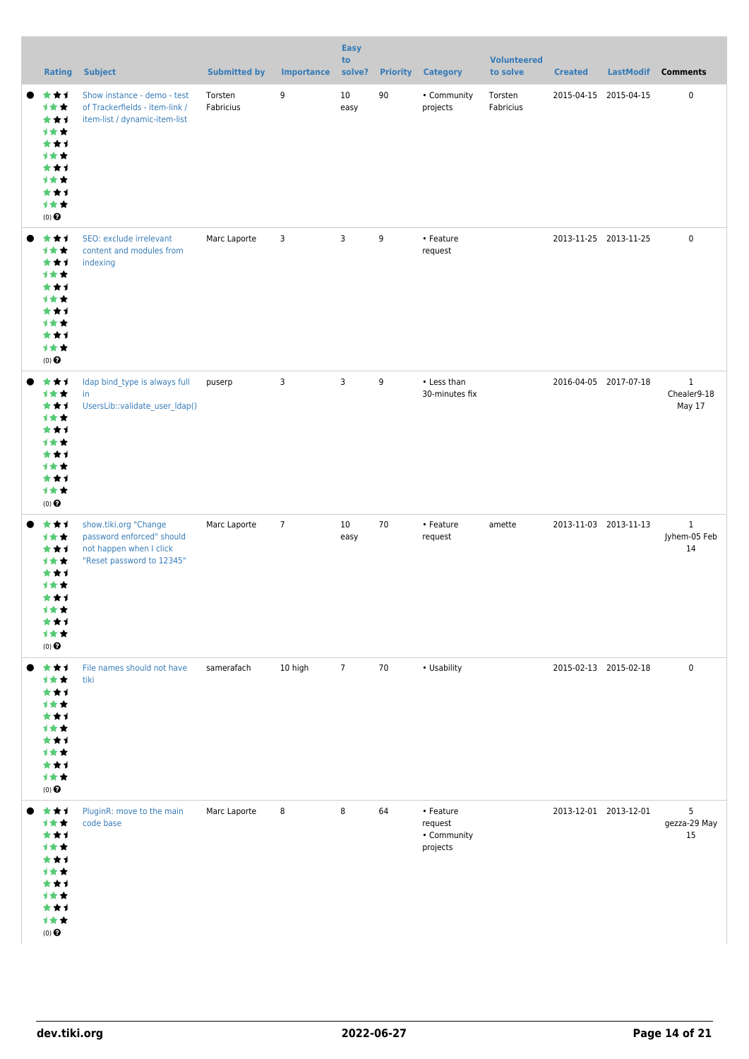| Rating | Subject | Submitted by | Importance | Easy to solve? | Priority | Category | Volunteered to solve | Created | LastModif | Comments |
| --- | --- | --- | --- | --- | --- | --- | --- | --- | --- | --- |
| (0) | Show instance - demo - test of Trackerfields - item-link / item-list / dynamic-item-list | Torsten Fabricius | 9 | 10 easy | 90 | • Community projects | Torsten Fabricius | 2015-04-15 | 2015-04-15 | 0 |
| (0) | SEO: exclude irrelevant content and modules from indexing | Marc Laporte | 3 | 3 | 9 | • Feature request | | 2013-11-25 | 2013-11-25 | 0 |
| (0) | ldap bind_type is always full in UsersLib::validate_user_ldap() | puserp | 3 | 3 | 9 | • Less than 30-minutes fix | | 2016-04-05 | 2017-07-18 | 1 Chealer9-18 May 17 |
| (0) | show.tiki.org "Change password enforced" should not happen when I click "Reset password to 12345" | Marc Laporte | 7 | 10 easy | 70 | • Feature request | amette | 2013-11-03 | 2013-11-13 | 1 Jyhem-05 Feb 14 |
| (0) | File names should not have tiki | samerafach | 10 high | 7 | 70 | • Usability | | 2015-02-13 | 2015-02-18 | 0 |
| (0) | PluginR: move to the main code base | Marc Laporte | 8 | 8 | 64 | • Feature request • Community projects | | 2013-12-01 | 2013-12-01 | 5 gezza-29 May 15 |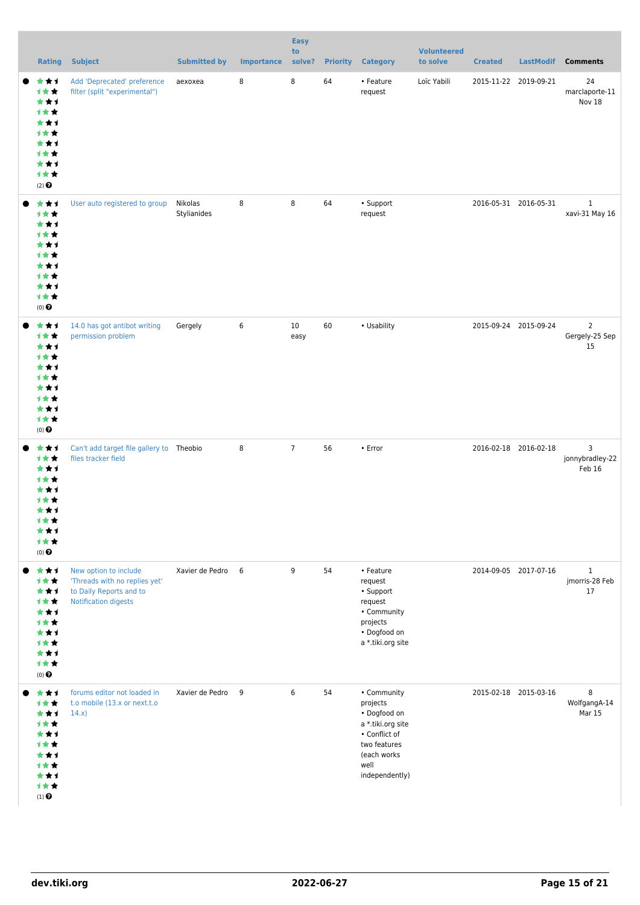| Rating | Subject | Submitted by | Importance | Easy to solve? | Priority | Category | Volunteered to solve | Created | LastModif | Comments |
|---|---|---|---|---|---|---|---|---|---|---|
| (2) | Add 'Deprecated' preference filter (split "experimental") | aexoxea | 8 | 8 | 64 | • Feature request | Loïc Yabili | 2015-11-22 | 2019-09-21 | 24 marclaporte-11 Nov 18 |
| (0) | User auto registered to group | Nikolas Stylianides | 8 | 8 | 64 | • Support request | | 2016-05-31 | 2016-05-31 | 1 xavi-31 May 16 |
| (0) | 14.0 has got antibot writing permission problem | Gergely | 6 | 10 easy | 60 | • Usability | | 2015-09-24 | 2015-09-24 | 2 Gergely-25 Sep 15 |
| (0) | Can't add target file gallery to files tracker field | Theobio | 8 | 7 | 56 | • Error | | 2016-02-18 | 2016-02-18 | 3 jonnybradley-22 Feb 16 |
| (0) | New option to include 'Threads with no replies yet' to Daily Reports and to Notification digests | Xavier de Pedro | 6 | 9 | 54 | • Feature request • Support request • Community projects • Dogfood on a *.tiki.org site | | 2014-09-05 | 2017-07-16 | 1 jmorris-28 Feb 17 |
| (1) | forums editor not loaded in t.o mobile (13.x or next.t.o 14.x) | Xavier de Pedro | 9 | 6 | 54 | • Community projects • Dogfood on a *.tiki.org site • Conflict of two features (each works well independently) | | 2015-02-18 | 2015-03-16 | 8 WolfgangA-14 Mar 15 |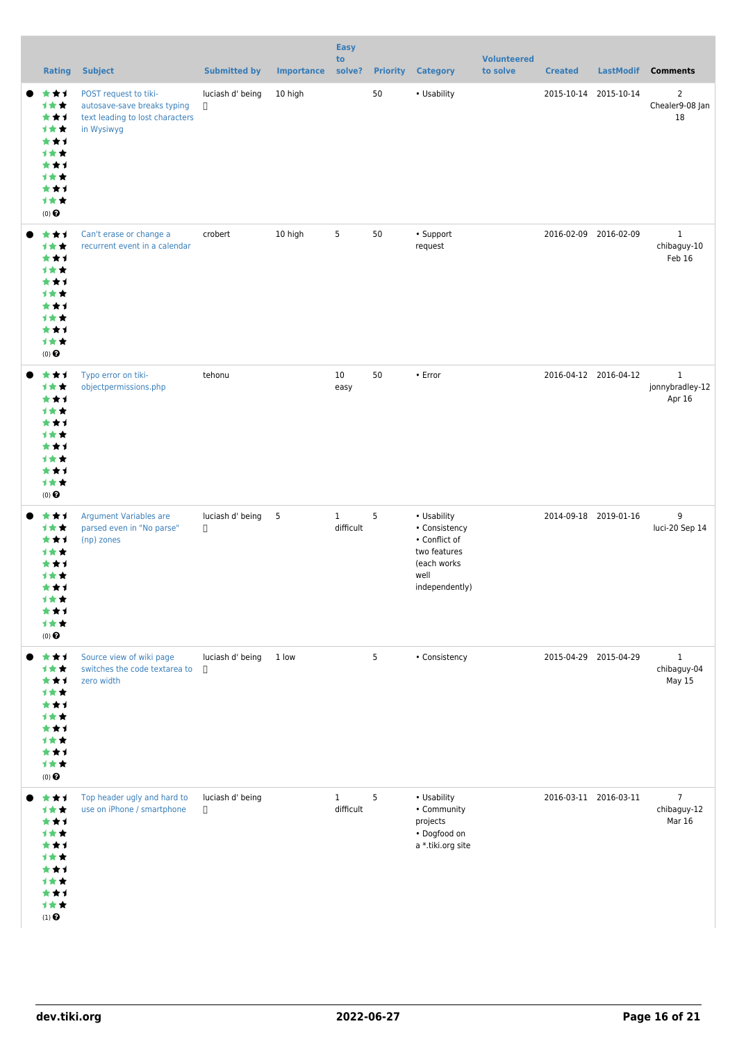| Rating | Subject | Submitted by | Importance | Easy to solve? | Priority | Category | Volunteered to solve | Created | LastModif | Comments |
|---|---|---|---|---|---|---|---|---|---|---|
| (0) | POST request to tiki-autosave-save breaks typing text leading to lost characters in Wysiwyg | luciash d' being | 10 high | | 50 | • Usability | | 2015-10-14 | 2015-10-14 | 2 Chealer9-08 Jan 18 |
| (0) | Can't erase or change a recurrent event in a calendar | crobert | 10 high | 5 | 50 | • Support request | | 2016-02-09 | 2016-02-09 | 1 chibaguy-10 Feb 16 |
| (0) | Typo error on tiki-objectpermissions.php | tehonu | | 10 easy | 50 | • Error | | 2016-04-12 | 2016-04-12 | 1 jonnybradley-12 Apr 16 |
| (0) | Argument Variables are parsed even in "No parse" (np) zones | luciash d' being | 5 | 1 difficult | 5 | • Usability • Consistency • Conflict of two features (each works well independently) | | 2014-09-18 | 2019-01-16 | 9 luci-20 Sep 14 |
| (0) | Source view of wiki page switches the code textarea to zero width | luciash d' being | 1 low | | 5 | • Consistency | | 2015-04-29 | 2015-04-29 | 1 chibaguy-04 May 15 |
| (1) | Top header ugly and hard to use on iPhone / smartphone | luciash d' being | | 1 difficult | 5 | • Usability • Community projects • Dogfood on a *.tiki.org site | | 2016-03-11 | 2016-03-11 | 7 chibaguy-12 Mar 16 |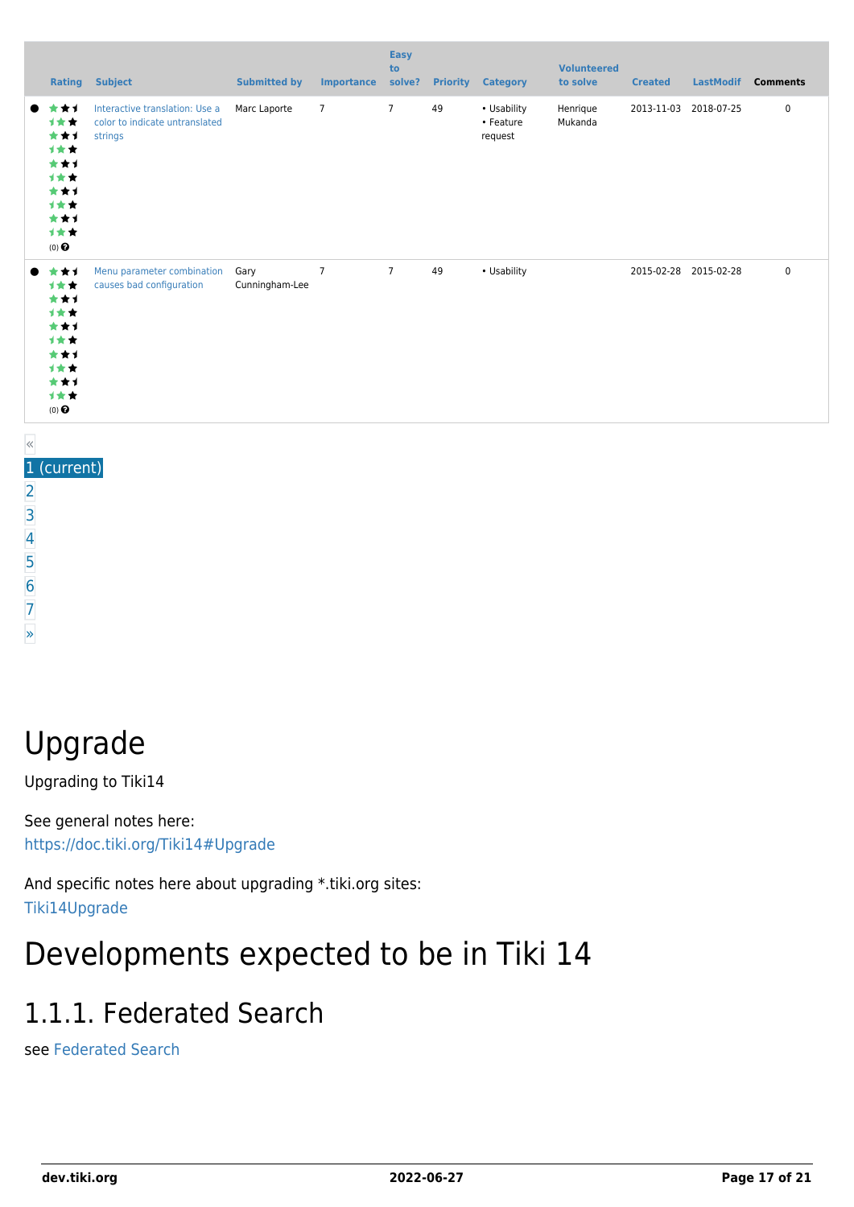| | Rating | Subject | Submitted by | Importance | Easy to solve? | Priority | Category | Volunteered to solve | Created | LastModif | Comments |
|---|---|---|---|---|---|---|---|---|---|---|---|
| ● | (0) | Interactive translation: Use a color to indicate untranslated strings | Marc Laporte | 7 | 7 | 49 | • Usability • Feature request | Henrique Mukanda | 2013-11-03 | 2018-07-25 | 0 |
| ● | (0) | Menu parameter combination causes bad configuration | Gary Cunningham-Lee | 7 | 7 | 49 | • Usability | | 2015-02-28 | 2015-02-28 | 0 |

«
1 (current)
2
3
4
5
6
7
»

# Upgrade

Upgrading to Tiki14

See general notes here:
https://doc.tiki.org/Tiki14#Upgrade

And specific notes here about upgrading *.tiki.org sites:
Tiki14Upgrade

# Developments expected to be in Tiki 14

## 1.1.1. Federated Search

see Federated Search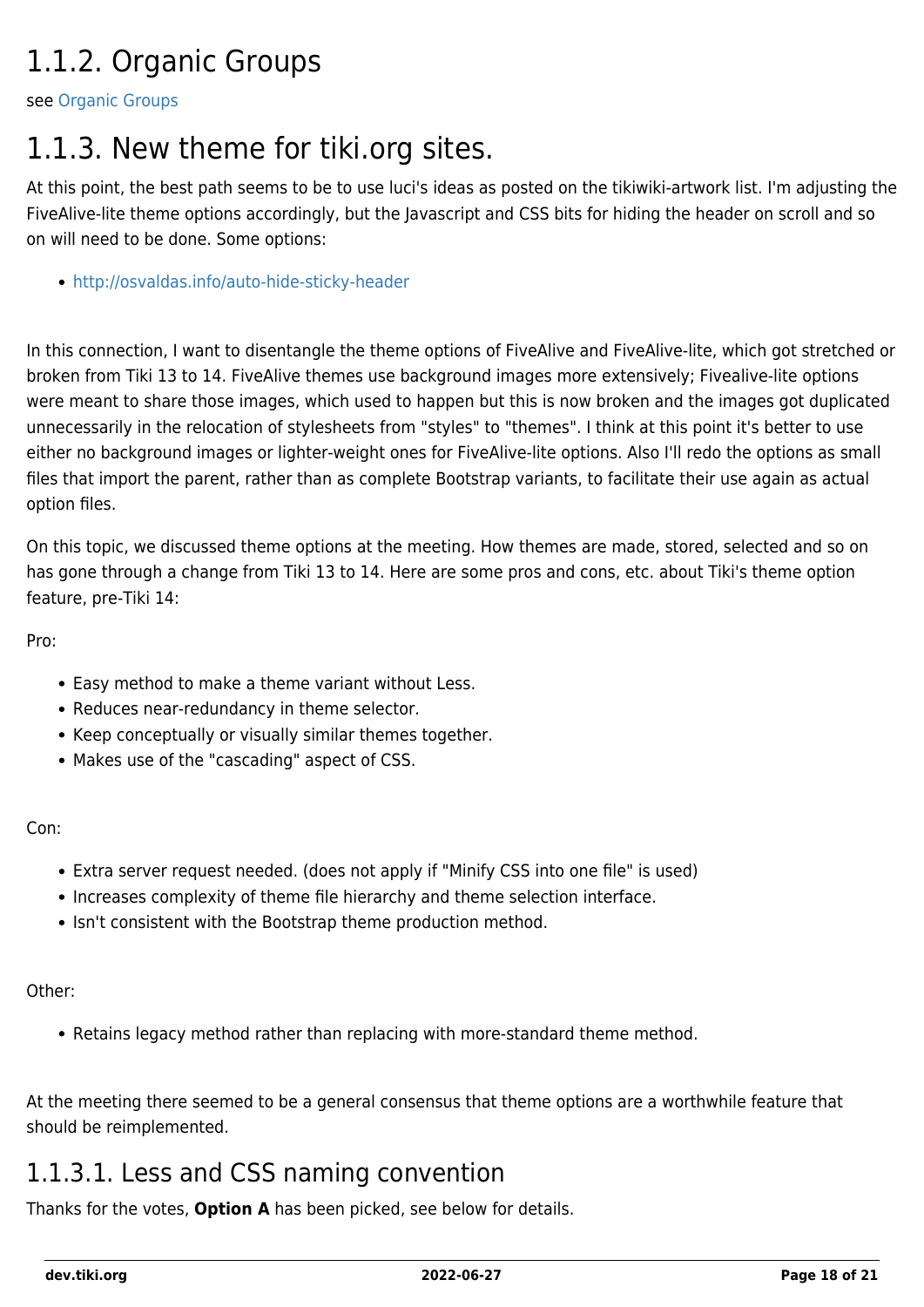## 1.1.2. Organic Groups

see Organic Groups

## 1.1.3. New theme for tiki.org sites.

At this point, the best path seems to be to use luci's ideas as posted on the tikiwiki-artwork list. I'm adjusting the FiveAlive-lite theme options accordingly, but the Javascript and CSS bits for hiding the header on scroll and so on will need to be done. Some options:

- http://osvaldas.info/auto-hide-sticky-header

In this connection, I want to disentangle the theme options of FiveAlive and FiveAlive-lite, which got stretched or broken from Tiki 13 to 14. FiveAlive themes use background images more extensively; Fivealive-lite options were meant to share those images, which used to happen but this is now broken and the images got duplicated unnecessarily in the relocation of stylesheets from "styles" to "themes". I think at this point it's better to use either no background images or lighter-weight ones for FiveAlive-lite options. Also I'll redo the options as small files that import the parent, rather than as complete Bootstrap variants, to facilitate their use again as actual option files.

On this topic, we discussed theme options at the meeting. How themes are made, stored, selected and so on has gone through a change from Tiki 13 to 14. Here are some pros and cons, etc. about Tiki's theme option feature, pre-Tiki 14:

Pro:

- Easy method to make a theme variant without Less.
- Reduces near-redundancy in theme selector.
- Keep conceptually or visually similar themes together.
- Makes use of the "cascading" aspect of CSS.

Con:

- Extra server request needed. (does not apply if "Minify CSS into one file" is used)
- Increases complexity of theme file hierarchy and theme selection interface.
- Isn't consistent with the Bootstrap theme production method.

Other:

- Retains legacy method rather than replacing with more-standard theme method.

At the meeting there seemed to be a general consensus that theme options are a worthwhile feature that should be reimplemented.

### 1.1.3.1. Less and CSS naming convention

Thanks for the votes, **Option A** has been picked, see below for details.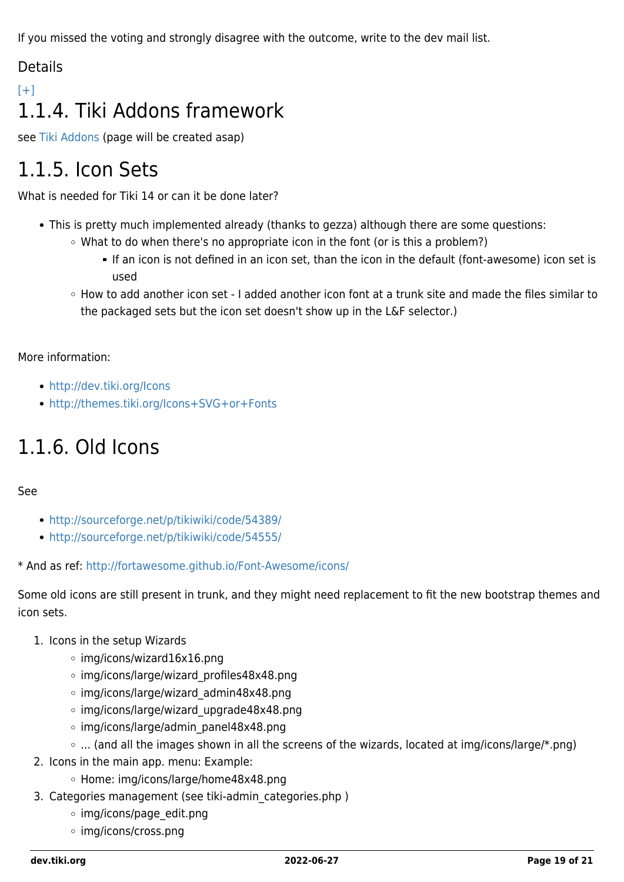If you missed the voting and strongly disagree with the outcome, write to the dev mail list.

Details

[+]

# 1.1.4. Tiki Addons framework

see Tiki Addons (page will be created asap)

# 1.1.5. Icon Sets

What is needed for Tiki 14 or can it be done later?

- This is pretty much implemented already (thanks to gezza) although there are some questions:
  - What to do when there's no appropriate icon in the font (or is this a problem?)
    - If an icon is not defined in an icon set, than the icon in the default (font-awesome) icon set is used
  - How to add another icon set - I added another icon font at a trunk site and made the files similar to the packaged sets but the icon set doesn't show up in the L&F selector.)

More information:

- http://dev.tiki.org/Icons
- http://themes.tiki.org/Icons+SVG+or+Fonts

# 1.1.6. Old Icons

See

- http://sourceforge.net/p/tikiwiki/code/54389/
- http://sourceforge.net/p/tikiwiki/code/54555/

* And as ref: http://fortawesome.github.io/Font-Awesome/icons/

Some old icons are still present in trunk, and they might need replacement to fit the new bootstrap themes and icon sets.

1. Icons in the setup Wizards
   - img/icons/wizard16x16.png
   - img/icons/large/wizard_profiles48x48.png
   - img/icons/large/wizard_admin48x48.png
   - img/icons/large/wizard_upgrade48x48.png
   - img/icons/large/admin_panel48x48.png
   - ... (and all the images shown in all the screens of the wizards, located at img/icons/large/*.png)
2. Icons in the main app. menu: Example:
   - Home: img/icons/large/home48x48.png
3. Categories management (see tiki-admin_categories.php )
   - img/icons/page_edit.png
   - img/icons/cross.png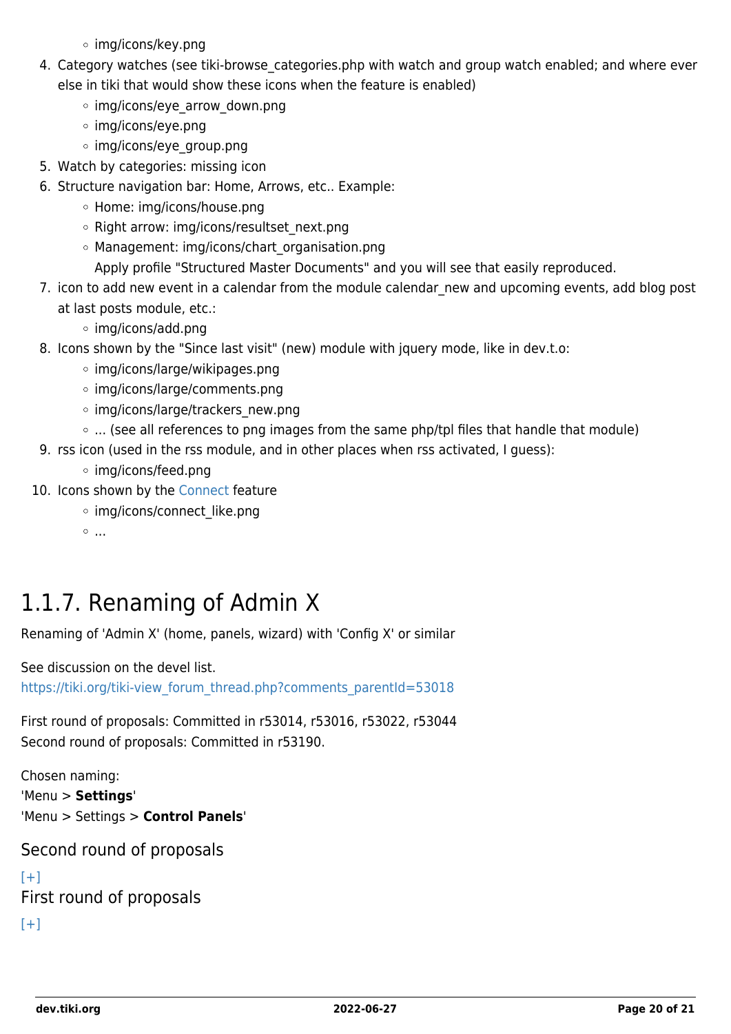- img/icons/key.png

4. Category watches (see tiki-browse_categories.php with watch and group watch enabled; and where ever else in tiki that would show these icons when the feature is enabled)
    - img/icons/eye_arrow_down.png
    - img/icons/eye.png
    - img/icons/eye_group.png
5. Watch by categories: missing icon
6. Structure navigation bar: Home, Arrows, etc.. Example:
    - Home: img/icons/house.png
    - Right arrow: img/icons/resultset_next.png
    - Management: img/icons/chart_organisation.png
      Apply profile "Structured Master Documents" and you will see that easily reproduced.
7. icon to add new event in a calendar from the module calendar_new and upcoming events, add blog post at last posts module, etc.:
    - img/icons/add.png
8. Icons shown by the "Since last visit" (new) module with jquery mode, like in dev.t.o:
    - img/icons/large/wikipages.png
    - img/icons/large/comments.png
    - img/icons/large/trackers_new.png
    - ... (see all references to png images from the same php/tpl files that handle that module)
9. rss icon (used in the rss module, and in other places when rss activated, I guess):
    - img/icons/feed.png
10. Icons shown by the Connect feature
    - img/icons/connect_like.png
    - ...

# 1.1.7. Renaming of Admin X

Renaming of 'Admin X' (home, panels, wizard) with 'Config X' or similar

See discussion on the devel list.
https://tiki.org/tiki-view_forum_thread.php?comments_parentId=53018

First round of proposals: Committed in r53014, r53016, r53022, r53044
Second round of proposals: Committed in r53190.

Chosen naming:
'Menu > **Settings**'
'Menu > Settings > **Control Panels**'

## Second round of proposals

[+]

## First round of proposals

[+]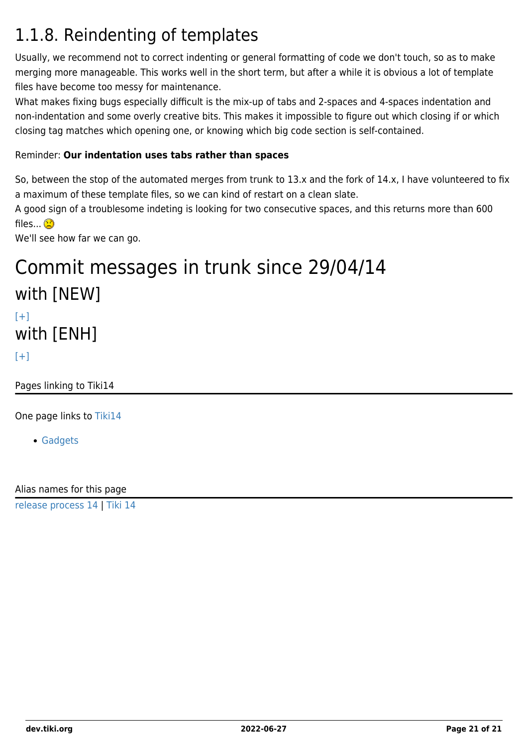### 1.1.8. Reindenting of templates

Usually, we recommend not to correct indenting or general formatting of code we don't touch, so as to make merging more manageable. This works well in the short term, but after a while it is obvious a lot of template files have become too messy for maintenance.
What makes fixing bugs especially difficult is the mix-up of tabs and 2-spaces and 4-spaces indentation and non-indentation and some overly creative bits. This makes it impossible to figure out which closing if or which closing tag matches which opening one, or knowing which big code section is self-contained.

Reminder: **Our indentation uses tabs rather than spaces**

So, between the stop of the automated merges from trunk to 13.x and the fork of 14.x, I have volunteered to fix a maximum of these template files, so we can kind of restart on a clean slate.
A good sign of a troublesome indeting is looking for two consecutive spaces, and this returns more than 600 files... :(
We'll see how far we can go.

# Commit messages in trunk since 29/04/14

## with [NEW]

[+]

## with [ENH]

[+]

Pages linking to Tiki14

One page links to Tiki14

- Gadgets

Alias names for this page

release process 14 | Tiki 14